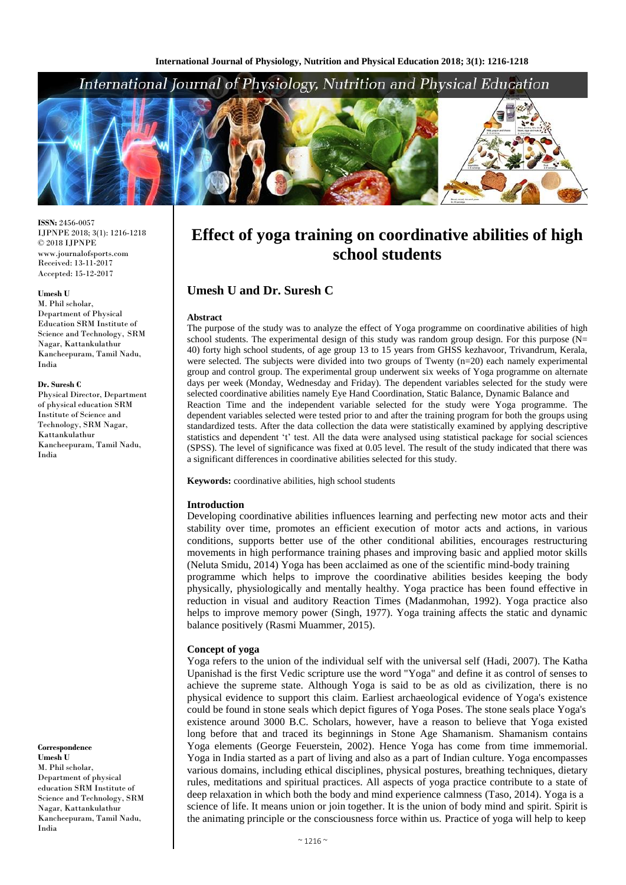# Effect of yoga training on coordinative abilities of high school students

## Umesh U and Dr. Suresh C

ISSN: 2456-0057
IJPNPE 2018; 3(1): 1216-1218
© 2018 IJPNPE
www.journalofsports.com
Received: 13-11-2017
Accepted: 15-12-2017

**Umesh U**
M. Phil scholar, Department of Physical Education SRM Institute of Science and Technology, SRM Nagar, Kattankulathur Kancheepuram, Tamil Nadu, India

**Dr. Suresh C**
Physical Director, Department of physical education SRM Institute of Science and Technology, SRM Nagar, Kattankulathur Kancheepuram, Tamil Nadu, India

**Correspondence**
**Umesh U**
M. Phil scholar, Department of physical education SRM Institute of Science and Technology, SRM Nagar, Kattankulathur Kancheepuram, Tamil Nadu, India

### Abstract

The purpose of the study was to analyze the effect of Yoga programme on coordinative abilities of high school students. The experimental design of this study was random group design. For this purpose (N= 40) forty high school students, of age group 13 to 15 years from GHSS kezhavoor, Trivandrum, Kerala, were selected. The subjects were divided into two groups of Twenty (n=20) each namely experimental group and control group. The experimental group underwent six weeks of Yoga programme on alternate days per week (Monday, Wednesday and Friday). The dependent variables selected for the study were selected coordinative abilities namely Eye Hand Coordination, Static Balance, Dynamic Balance and Reaction Time and the independent variable selected for the study were Yoga programme. The dependent variables selected were tested prior to and after the training program for both the groups using standardized tests. After the data collection the data were statistically examined by applying descriptive statistics and dependent 't' test. All the data were analysed using statistical package for social sciences (SPSS). The level of significance was fixed at 0.05 level. The result of the study indicated that there was a significant differences in coordinative abilities selected for this study.

**Keywords:** coordinative abilities, high school students

### Introduction

Developing coordinative abilities influences learning and perfecting new motor acts and their stability over time, promotes an efficient execution of motor acts and actions, in various conditions, supports better use of the other conditional abilities, encourages restructuring movements in high performance training phases and improving basic and applied motor skills (Neluta Smidu, 2014) Yoga has been acclaimed as one of the scientific mind-body training programme which helps to improve the coordinative abilities besides keeping the body physically, physiologically and mentally healthy. Yoga practice has been found effective in reduction in visual and auditory Reaction Times (Madanmohan, 1992). Yoga practice also helps to improve memory power (Singh, 1977). Yoga training affects the static and dynamic balance positively (Rasmi Muammer, 2015).

### Concept of yoga

Yoga refers to the union of the individual self with the universal self (Hadi, 2007). The Katha Upanishad is the first Vedic scripture use the word "Yoga" and define it as control of senses to achieve the supreme state. Although Yoga is said to be as old as civilization, there is no physical evidence to support this claim. Earliest archaeological evidence of Yoga's existence could be found in stone seals which depict figures of Yoga Poses. The stone seals place Yoga's existence around 3000 B.C. Scholars, however, have a reason to believe that Yoga existed long before that and traced its beginnings in Stone Age Shamanism. Shamanism contains Yoga elements (George Feuerstein, 2002). Hence Yoga has come from time immemorial. Yoga in India started as a part of living and also as a part of Indian culture. Yoga encompasses various domains, including ethical disciplines, physical postures, breathing techniques, dietary rules, meditations and spiritual practices. All aspects of yoga practice contribute to a state of deep relaxation in which both the body and mind experience calmness (Taso, 2014). Yoga is a science of life. It means union or join together. It is the union of body mind and spirit. Spirit is the animating principle or the consciousness force within us. Practice of yoga will help to keep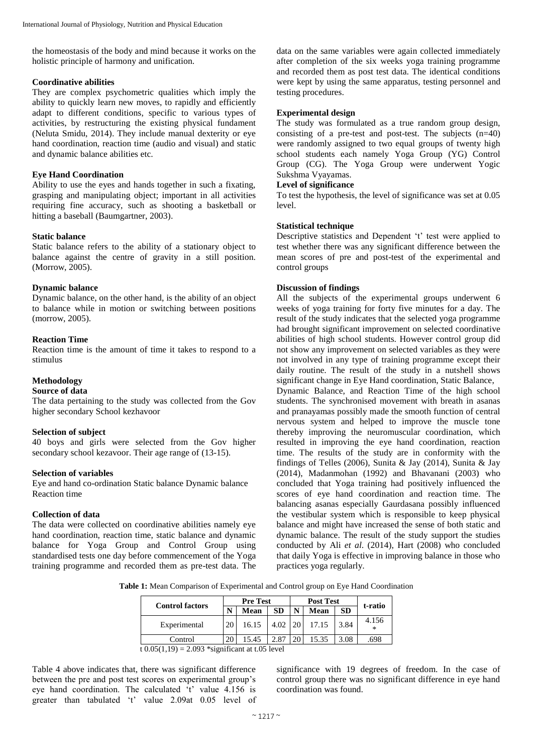the homeostasis of the body and mind because it works on the holistic principle of harmony and unification.

### Coordinative abilities

They are complex psychometric qualities which imply the ability to quickly learn new moves, to rapidly and efficiently adapt to different conditions, specific to various types of activities, by restructuring the existing physical fundament (Neluta Smidu, 2014). They include manual dexterity or eye hand coordination, reaction time (audio and visual) and static and dynamic balance abilities etc.

### Eye Hand Coordination

Ability to use the eyes and hands together in such a fixating, grasping and manipulating object; important in all activities requiring fine accuracy, such as shooting a basketball or hitting a baseball (Baumgartner, 2003).

### Static balance

Static balance refers to the ability of a stationary object to balance against the centre of gravity in a still position. (Morrow, 2005).

### Dynamic balance

Dynamic balance, on the other hand, is the ability of an object to balance while in motion or switching between positions (morrow, 2005).

### Reaction Time

Reaction time is the amount of time it takes to respond to a stimulus

## Methodology

### Source of data

The data pertaining to the study was collected from the Gov higher secondary School kezhavoor

### Selection of subject

40 boys and girls were selected from the Gov higher secondary school kezavoor. Their age range of (13-15).

### Selection of variables

Eye and hand co-ordination Static balance Dynamic balance Reaction time

### Collection of data

The data were collected on coordinative abilities namely eye hand coordination, reaction time, static balance and dynamic balance for Yoga Group and Control Group using standardised tests one day before commencement of the Yoga training programme and recorded them as pre-test data. The data on the same variables were again collected immediately after completion of the six weeks yoga training programme and recorded them as post test data. The identical conditions were kept by using the same apparatus, testing personnel and testing procedures.

### Experimental design

The study was formulated as a true random group design, consisting of a pre-test and post-test. The subjects (n=40) were randomly assigned to two equal groups of twenty high school students each namely Yoga Group (YG) Control Group (CG). The Yoga Group were underwent Yogic Sukshma Vyayamas.

### Level of significance

To test the hypothesis, the level of significance was set at 0.05 level.

### Statistical technique

Descriptive statistics and Dependent 't' test were applied to test whether there was any significant difference between the mean scores of pre and post-test of the experimental and control groups

### Discussion of findings

All the subjects of the experimental groups underwent 6 weeks of yoga training for forty five minutes for a day. The result of the study indicates that the selected yoga programme had brought significant improvement on selected coordinative abilities of high school students. However control group did not show any improvement on selected variables as they were not involved in any type of training programme except their daily routine. The result of the study in a nutshell shows significant change in Eye Hand coordination, Static Balance, Dynamic Balance, and Reaction Time of the high school students. The synchronised movement with breath in asanas and pranayamas possibly made the smooth function of central nervous system and helped to improve the muscle tone thereby improving the neuromuscular coordination, which resulted in improving the eye hand coordination, reaction time. The results of the study are in conformity with the findings of Telles (2006), Sunita & Jay (2014), Sunita & Jay (2014), Madanmohan (1992) and Bhavanani (2003) who concluded that Yoga training had positively influenced the scores of eye hand coordination and reaction time. The balancing asanas especially Gaurdasana possibly influenced the vestibular system which is responsible to keep physical balance and might have increased the sense of both static and dynamic balance. The result of the study support the studies conducted by Ali *et al*. (2014), Hart (2008) who concluded that daily Yoga is effective in improving balance in those who practices yoga regularly.

**Table 1:** Mean Comparison of Experimental and Control group on Eye Hand Coordination

| Control factors | Pre Test | | | Post Test | | | t-ratio |
|---|---|---|---|---|---|---|---|
| | N | Mean | SD | N | Mean | SD | |
| Experimental | 20 | 16.15 | 4.02 | 20 | 17.15 | 3.84 | 4.156 * |
| Control | 20 | 15.45 | 2.87 | 20 | 15.35 | 3.08 | .698 |

t 0.05(1,19) = 2.093 *significant at t.05 level

Table 4 above indicates that, there was significant difference between the pre and post test scores on experimental group's eye hand coordination. The calculated 't' value 4.156 is greater than tabulated 't' value 2.09at 0.05 level of significance with 19 degrees of freedom. In the case of control group there was no significant difference in eye hand coordination was found.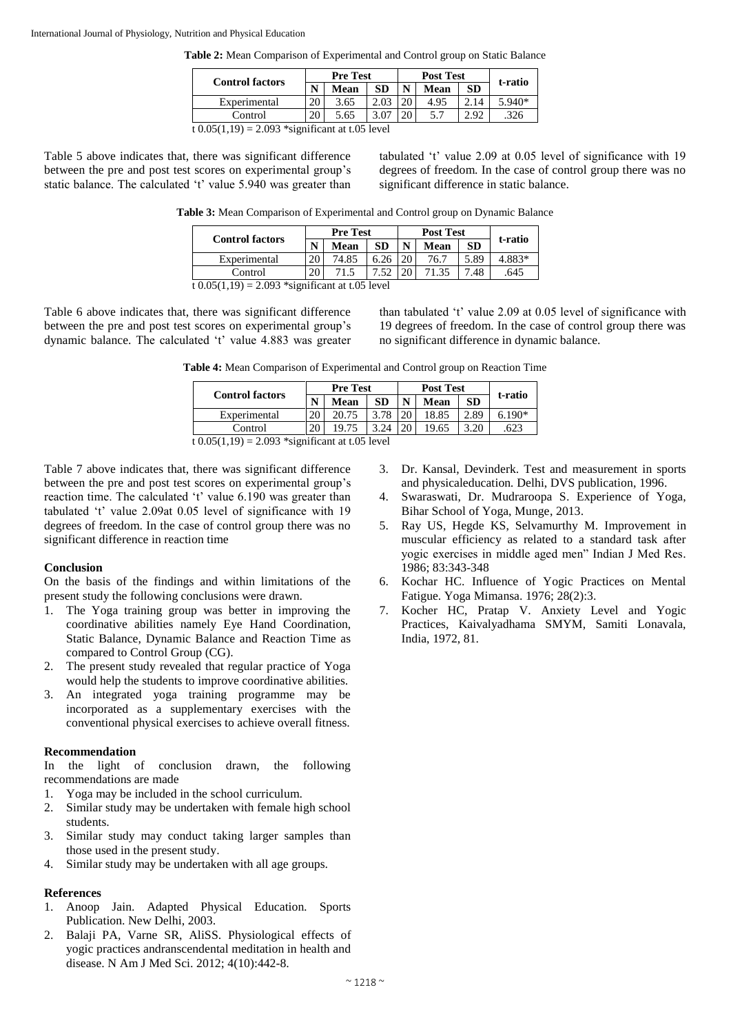**Table 2:** Mean Comparison of Experimental and Control group on Static Balance

| Control factors | Pre Test | | | Post Test | | | t-ratio |
|---|---|---|---|---|---|---|---|
| | N | Mean | SD | N | Mean | SD | |
| Experimental | 20 | 3.65 | 2.03 | 20 | 4.95 | 2.14 | 5.940* |
| Control | 20 | 5.65 | 3.07 | 20 | 5.7 | 2.92 | .326 |

t 0.05(1,19) = 2.093 *significant at t.05 level

Table 5 above indicates that, there was significant difference between the pre and post test scores on experimental group's static balance. The calculated 't' value 5.940 was greater than tabulated 't' value 2.09 at 0.05 level of significance with 19 degrees of freedom. In the case of control group there was no significant difference in static balance.

**Table 3:** Mean Comparison of Experimental and Control group on Dynamic Balance

| Control factors | Pre Test | | | Post Test | | | t-ratio |
|---|---|---|---|---|---|---|---|
| | N | Mean | SD | N | Mean | SD | |
| Experimental | 20 | 74.85 | 6.26 | 20 | 76.7 | 5.89 | 4.883* |
| Control | 20 | 71.5 | 7.52 | 20 | 71.35 | 7.48 | .645 |

t 0.05(1,19) = 2.093 *significant at t.05 level

Table 6 above indicates that, there was significant difference between the pre and post test scores on experimental group's dynamic balance. The calculated 't' value 4.883 was greater than tabulated 't' value 2.09 at 0.05 level of significance with 19 degrees of freedom. In the case of control group there was no significant difference in dynamic balance.

**Table 4:** Mean Comparison of Experimental and Control group on Reaction Time

| Control factors | Pre Test | | | Post Test | | | t-ratio |
|---|---|---|---|---|---|---|---|
| | N | Mean | SD | N | Mean | SD | |
| Experimental | 20 | 20.75 | 3.78 | 20 | 18.85 | 2.89 | 6.190* |
| Control | 20 | 19.75 | 3.24 | 20 | 19.65 | 3.20 | .623 |

t 0.05(1,19) = 2.093 *significant at t.05 level

Table 7 above indicates that, there was significant difference between the pre and post test scores on experimental group's reaction time. The calculated 't' value 6.190 was greater than tabulated 't' value 2.09at 0.05 level of significance with 19 degrees of freedom. In the case of control group there was no significant difference in reaction time

### Conclusion

On the basis of the findings and within limitations of the present study the following conclusions were drawn.

1. The Yoga training group was better in improving the coordinative abilities namely Eye Hand Coordination, Static Balance, Dynamic Balance and Reaction Time as compared to Control Group (CG).
2. The present study revealed that regular practice of Yoga would help the students to improve coordinative abilities.
3. An integrated yoga training programme may be incorporated as a supplementary exercises with the conventional physical exercises to achieve overall fitness.

### Recommendation

In the light of conclusion drawn, the following recommendations are made

1. Yoga may be included in the school curriculum.
2. Similar study may be undertaken with female high school students.
3. Similar study may conduct taking larger samples than those used in the present study.
4. Similar study may be undertaken with all age groups.

### References

1. Anoop Jain. Adapted Physical Education. Sports Publication. New Delhi, 2003.
2. Balaji PA, Varne SR, AliSS. Physiological effects of yogic practices andranscendental meditation in health and disease. N Am J Med Sci. 2012; 4(10):442-8.
3. Dr. Kansal, Devinderk. Test and measurement in sports and physicaleducation. Delhi, DVS publication, 1996.
4. Swaraswati, Dr. Mudraroopa S. Experience of Yoga, Bihar School of Yoga, Munge, 2013.
5. Ray US, Hegde KS, Selvamurthy M. Improvement in muscular efficiency as related to a standard task after yogic exercises in middle aged men" Indian J Med Res. 1986; 83:343-348
6. Kochar HC. Influence of Yogic Practices on Mental Fatigue. Yoga Mimansa. 1976; 28(2):3.
7. Kocher HC, Pratap V. Anxiety Level and Yogic Practices, Kaivalyadhama SMYM, Samiti Lonavala, India, 1972, 81.